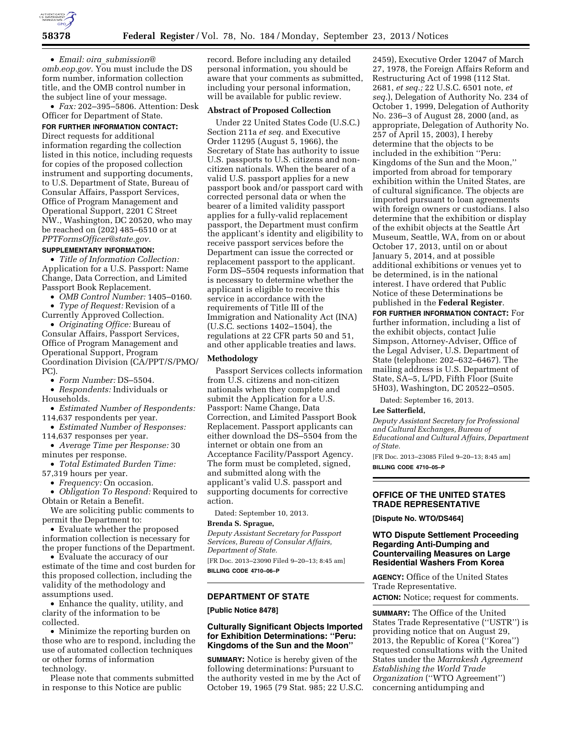• *Email: oira_submission@omb.eop.gov.* You must include the DS form number, information collection title, and the OMB control number in the subject line of your message.

• *Fax:* 202–395–5806. Attention: Desk Officer for Department of State.

**FOR FURTHER INFORMATION CONTACT:** Direct requests for additional information regarding the collection listed in this notice, including requests for copies of the proposed collection instrument and supporting documents, to U.S. Department of State, Bureau of Consular Affairs, Passport Services, Office of Program Management and Operational Support, 2201 C Street NW., Washington, DC 20520, who may be reached on (202) 485–6510 or at *PPTFormsOfficer@state.gov.*

**SUPPLEMENTARY INFORMATION:**

• *Title of Information Collection:* Application for a U.S. Passport: Name Change, Data Correction, and Limited Passport Book Replacement.

• *OMB Control Number:* 1405–0160.

• *Type of Request:* Revision of a Currently Approved Collection.

• *Originating Office:* Bureau of Consular Affairs, Passport Services, Office of Program Management and Operational Support, Program Coordination Division (CA/PPT/S/PMO/PC).

• *Form Number:* DS–5504.

• *Respondents:* Individuals or Households.

• *Estimated Number of Respondents:* 114,637 respondents per year.

• *Estimated Number of Responses:* 114,637 responses per year.

• *Average Time per Response:* 30 minutes per response.

• *Total Estimated Burden Time:* 57,319 hours per year.

• *Frequency:* On occasion.

• *Obligation To Respond:* Required to Obtain or Retain a Benefit.

We are soliciting public comments to permit the Department to:

• Evaluate whether the proposed information collection is necessary for the proper functions of the Department.

• Evaluate the accuracy of our estimate of the time and cost burden for this proposed collection, including the validity of the methodology and assumptions used.

• Enhance the quality, utility, and clarity of the information to be collected.

• Minimize the reporting burden on those who are to respond, including the use of automated collection techniques or other forms of information technology.

Please note that comments submitted in response to this Notice are public record. Before including any detailed personal information, you should be aware that your comments as submitted, including your personal information, will be available for public review.

**Abstract of Proposed Collection**

Under 22 United States Code (U.S.C.) Section 211a *et seq.* and Executive Order 11295 (August 5, 1966), the Secretary of State has authority to issue U.S. passports to U.S. citizens and non-citizen nationals. When the bearer of a valid U.S. passport applies for a new passport book and/or passport card with corrected personal data or when the bearer of a limited validity passport applies for a fully-valid replacement passport, the Department must confirm the applicant's identity and eligibility to receive passport services before the Department can issue the corrected or replacement passport to the applicant. Form DS–5504 requests information that is necessary to determine whether the applicant is eligible to receive this service in accordance with the requirements of Title III of the Immigration and Nationality Act (INA) (U.S.C. sections 1402–1504), the regulations at 22 CFR parts 50 and 51, and other applicable treaties and laws.

**Methodology**

Passport Services collects information from U.S. citizens and non-citizen nationals when they complete and submit the Application for a U.S. Passport: Name Change, Data Correction, and Limited Passport Book Replacement. Passport applicants can either download the DS–5504 from the internet or obtain one from an Acceptance Facility/Passport Agency. The form must be completed, signed, and submitted along with the applicant's valid U.S. passport and supporting documents for corrective action.

Dated: September 10, 2013.

**Brenda S. Sprague,**

*Deputy Assistant Secretary for Passport Services, Bureau of Consular Affairs, Department of State.*

[FR Doc. 2013–23090 Filed 9–20–13; 8:45 am]

**BILLING CODE 4710–06–P**

## DEPARTMENT OF STATE

**[Public Notice 8478]**

### Culturally Significant Objects Imported for Exhibition Determinations: "Peru: Kingdoms of the Sun and the Moon"

**SUMMARY:** Notice is hereby given of the following determinations: Pursuant to the authority vested in me by the Act of October 19, 1965 (79 Stat. 985; 22 U.S.C. 2459), Executive Order 12047 of March 27, 1978, the Foreign Affairs Reform and Restructuring Act of 1998 (112 Stat. 2681, *et seq.;* 22 U.S.C. 6501 note, *et seq.*), Delegation of Authority No. 234 of October 1, 1999, Delegation of Authority No. 236–3 of August 28, 2000 (and, as appropriate, Delegation of Authority No. 257 of April 15, 2003), I hereby determine that the objects to be included in the exhibition "Peru: Kingdoms of the Sun and the Moon," imported from abroad for temporary exhibition within the United States, are of cultural significance. The objects are imported pursuant to loan agreements with foreign owners or custodians. I also determine that the exhibition or display of the exhibit objects at the Seattle Art Museum, Seattle, WA, from on or about October 17, 2013, until on or about January 5, 2014, and at possible additional exhibitions or venues yet to be determined, is in the national interest. I have ordered that Public Notice of these Determinations be published in the **Federal Register**.

**FOR FURTHER INFORMATION CONTACT:** For further information, including a list of the exhibit objects, contact Julie Simpson, Attorney-Adviser, Office of the Legal Adviser, U.S. Department of State (telephone: 202–632–6467). The mailing address is U.S. Department of State, SA–5, L/PD, Fifth Floor (Suite 5H03), Washington, DC 20522–0505.

Dated: September 16, 2013.

**Lee Satterfield,**

*Deputy Assistant Secretary for Professional and Cultural Exchanges, Bureau of Educational and Cultural Affairs, Department of State.*

[FR Doc. 2013–23085 Filed 9–20–13; 8:45 am]

**BILLING CODE 4710–05–P**

## OFFICE OF THE UNITED STATES TRADE REPRESENTATIVE

**[Dispute No. WTO/DS464]**

### WTO Dispute Settlement Proceeding Regarding Anti-Dumping and Countervailing Measures on Large Residential Washers From Korea

**AGENCY:** Office of the United States Trade Representative.

**ACTION:** Notice; request for comments.

**SUMMARY:** The Office of the United States Trade Representative ("USTR") is providing notice that on August 29, 2013, the Republic of Korea ("Korea") requested consultations with the United States under the *Marrakesh Agreement Establishing the World Trade Organization* ("WTO Agreement") concerning antidumping and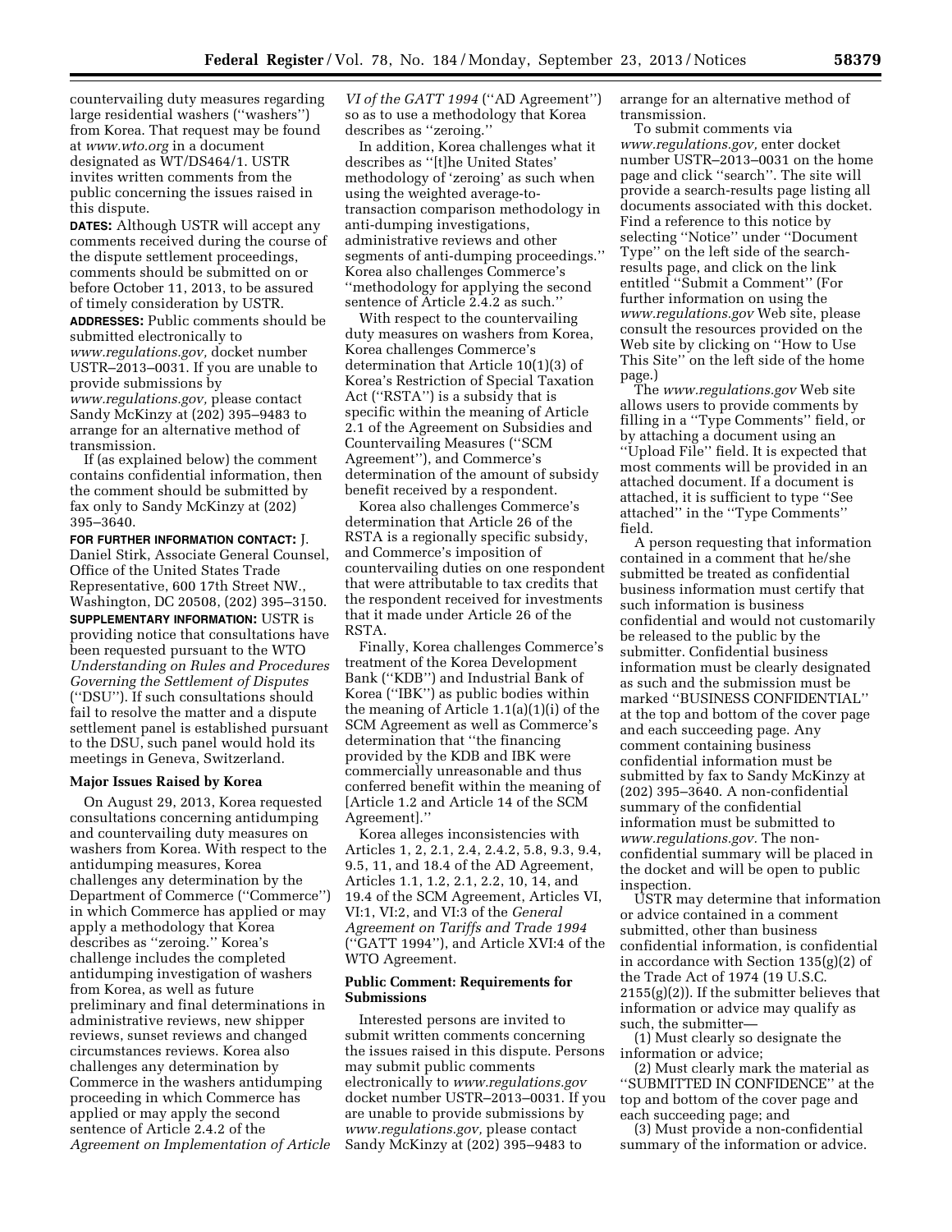countervailing duty measures regarding large residential washers (''washers'') from Korea. That request may be found at *www.wto.org* in a document designated as WT/DS464/1. USTR invites written comments from the public concerning the issues raised in this dispute.

**DATES:** Although USTR will accept any comments received during the course of the dispute settlement proceedings, comments should be submitted on or before October 11, 2013, to be assured of timely consideration by USTR.

**ADDRESSES:** Public comments should be submitted electronically to *www.regulations.gov,* docket number USTR–2013–0031. If you are unable to provide submissions by *www.regulations.gov,* please contact Sandy McKinzy at (202) 395–9483 to arrange for an alternative method of transmission.

If (as explained below) the comment contains confidential information, then the comment should be submitted by fax only to Sandy McKinzy at (202) 395–3640.

**FOR FURTHER INFORMATION CONTACT:** J. Daniel Stirk, Associate General Counsel, Office of the United States Trade Representative, 600 17th Street NW., Washington, DC 20508, (202) 395–3150.

**SUPPLEMENTARY INFORMATION:** USTR is providing notice that consultations have been requested pursuant to the WTO *Understanding on Rules and Procedures Governing the Settlement of Disputes* (''DSU''). If such consultations should fail to resolve the matter and a dispute settlement panel is established pursuant to the DSU, such panel would hold its meetings in Geneva, Switzerland.

## Major Issues Raised by Korea

On August 29, 2013, Korea requested consultations concerning antidumping and countervailing duty measures on washers from Korea. With respect to the antidumping measures, Korea challenges any determination by the Department of Commerce (''Commerce'') in which Commerce has applied or may apply a methodology that Korea describes as ''zeroing.'' Korea's challenge includes the completed antidumping investigation of washers from Korea, as well as future preliminary and final determinations in administrative reviews, new shipper reviews, sunset reviews and changed circumstances reviews. Korea also challenges any determination by Commerce in the washers antidumping proceeding in which Commerce has applied or may apply the second sentence of Article 2.4.2 of the *Agreement on Implementation of Article VI of the GATT 1994* (''AD Agreement'') so as to use a methodology that Korea describes as ''zeroing.''

In addition, Korea challenges what it describes as ''[t]he United States' methodology of 'zeroing' as such when using the weighted average-to-transaction comparison methodology in anti-dumping investigations, administrative reviews and other segments of anti-dumping proceedings.'' Korea also challenges Commerce's ''methodology for applying the second sentence of Article 2.4.2 as such.''

With respect to the countervailing duty measures on washers from Korea, Korea challenges Commerce's determination that Article 10(1)(3) of Korea's Restriction of Special Taxation Act (''RSTA'') is a subsidy that is specific within the meaning of Article 2.1 of the Agreement on Subsidies and Countervailing Measures (''SCM Agreement''), and Commerce's determination of the amount of subsidy benefit received by a respondent.

Korea also challenges Commerce's determination that Article 26 of the RSTA is a regionally specific subsidy, and Commerce's imposition of countervailing duties on one respondent that were attributable to tax credits that the respondent received for investments that it made under Article 26 of the RSTA.

Finally, Korea challenges Commerce's treatment of the Korea Development Bank (''KDB'') and Industrial Bank of Korea (''IBK'') as public bodies within the meaning of Article 1.1(a)(1)(i) of the SCM Agreement as well as Commerce's determination that ''the financing provided by the KDB and IBK were commercially unreasonable and thus conferred benefit within the meaning of [Article 1.2 and Article 14 of the SCM Agreement].''

Korea alleges inconsistencies with Articles 1, 2, 2.1, 2.4, 2.4.2, 5.8, 9.3, 9.4, 9.5, 11, and 18.4 of the AD Agreement, Articles 1.1, 1.2, 2.1, 2.2, 10, 14, and 19.4 of the SCM Agreement, Articles VI, VI:1, VI:2, and VI:3 of the *General Agreement on Tariffs and Trade 1994* (''GATT 1994''), and Article XVI:4 of the WTO Agreement.

## Public Comment: Requirements for Submissions

Interested persons are invited to submit written comments concerning the issues raised in this dispute. Persons may submit public comments electronically to *www.regulations.gov* docket number USTR–2013–0031. If you are unable to provide submissions by *www.regulations.gov,* please contact Sandy McKinzy at (202) 395–9483 to arrange for an alternative method of transmission.

To submit comments via *www.regulations.gov,* enter docket number USTR–2013–0031 on the home page and click ''search''. The site will provide a search-results page listing all documents associated with this docket. Find a reference to this notice by selecting ''Notice'' under ''Document Type'' on the left side of the search-results page, and click on the link entitled ''Submit a Comment'' (For further information on using the *www.regulations.gov* Web site, please consult the resources provided on the Web site by clicking on ''How to Use This Site'' on the left side of the home page.)

The *www.regulations.gov* Web site allows users to provide comments by filling in a ''Type Comments'' field, or by attaching a document using an ''Upload File'' field. It is expected that most comments will be provided in an attached document. If a document is attached, it is sufficient to type ''See attached'' in the ''Type Comments'' field.

A person requesting that information contained in a comment that he/she submitted be treated as confidential business information must certify that such information is business confidential and would not customarily be released to the public by the submitter. Confidential business information must be clearly designated as such and the submission must be marked ''BUSINESS CONFIDENTIAL'' at the top and bottom of the cover page and each succeeding page. Any comment containing business confidential information must be submitted by fax to Sandy McKinzy at (202) 395–3640. A non-confidential summary of the confidential information must be submitted to *www.regulations.gov.* The non-confidential summary will be placed in the docket and will be open to public inspection.

USTR may determine that information or advice contained in a comment submitted, other than business confidential information, is confidential in accordance with Section 135(g)(2) of the Trade Act of 1974 (19 U.S.C. 2155(g)(2)). If the submitter believes that information or advice may qualify as such, the submitter—

(1) Must clearly so designate the information or advice;

(2) Must clearly mark the material as ''SUBMITTED IN CONFIDENCE'' at the top and bottom of the cover page and each succeeding page; and

(3) Must provide a non-confidential summary of the information or advice.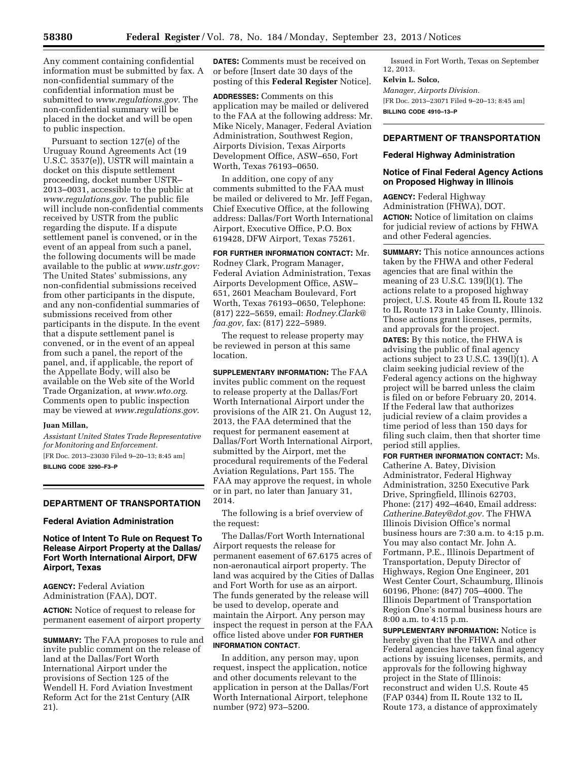Any comment containing confidential information must be submitted by fax. A non-confidential summary of the confidential information must be submitted to *www.regulations.gov*. The non-confidential summary will be placed in the docket and will be open to public inspection.

Pursuant to section 127(e) of the Uruguay Round Agreements Act (19 U.S.C. 3537(e)), USTR will maintain a docket on this dispute settlement proceeding, docket number USTR–2013–0031, accessible to the public at *www.regulations.gov*. The public file will include non-confidential comments received by USTR from the public regarding the dispute. If a dispute settlement panel is convened, or in the event of an appeal from such a panel, the following documents will be made available to the public at *www.ustr.gov:* The United States' submissions, any non-confidential submissions received from other participants in the dispute, and any non-confidential summaries of submissions received from other participants in the dispute. In the event that a dispute settlement panel is convened, or in the event of an appeal from such a panel, the report of the panel, and, if applicable, the report of the Appellate Body, will also be available on the Web site of the World Trade Organization, at *www.wto.org*. Comments open to public inspection may be viewed at *www.regulations.gov*.

**Juan Millan,**

*Assistant United States Trade Representative for Monitoring and Enforcement.*

[FR Doc. 2013–23030 Filed 9–20–13; 8:45 am]

**BILLING CODE 3290–F3–P**

---

## DEPARTMENT OF TRANSPORTATION

### Federal Aviation Administration

### Notice of Intent To Rule on Request To Release Airport Property at the Dallas/Fort Worth International Airport, DFW Airport, Texas

**AGENCY:** Federal Aviation Administration (FAA), DOT.

**ACTION:** Notice of request to release for permanent easement of airport property

**SUMMARY:** The FAA proposes to rule and invite public comment on the release of land at the Dallas/Fort Worth International Airport under the provisions of Section 125 of the Wendell H. Ford Aviation Investment Reform Act for the 21st Century (AIR 21).

**DATES:** Comments must be received on or before [Insert date 30 days of the posting of this **Federal Register** Notice].

**ADDRESSES:** Comments on this application may be mailed or delivered to the FAA at the following address: Mr. Mike Nicely, Manager, Federal Aviation Administration, Southwest Region, Airports Division, Texas Airports Development Office, ASW–650, Fort Worth, Texas 76193–0650.

In addition, one copy of any comments submitted to the FAA must be mailed or delivered to Mr. Jeff Fegan, Chief Executive Office, at the following address: Dallas/Fort Worth International Airport, Executive Office, P.O. Box 619428, DFW Airport, Texas 75261.

**FOR FURTHER INFORMATION CONTACT:** Mr. Rodney Clark, Program Manager, Federal Aviation Administration, Texas Airports Development Office, ASW–651, 2601 Meacham Boulevard, Fort Worth, Texas 76193–0650, Telephone: (817) 222–5659, email: *Rodney.Clark@faa.gov,* fax: (817) 222–5989.

The request to release property may be reviewed in person at this same location.

**SUPPLEMENTARY INFORMATION:** The FAA invites public comment on the request to release property at the Dallas/Fort Worth International Airport under the provisions of the AIR 21. On August 12, 2013, the FAA determined that the request for permanent easement at Dallas/Fort Worth International Airport, submitted by the Airport, met the procedural requirements of the Federal Aviation Regulations, Part 155. The FAA may approve the request, in whole or in part, no later than January 31, 2014.

The following is a brief overview of the request:

The Dallas/Fort Worth International Airport requests the release for permanent easement of 67.6175 acres of non-aeronautical airport property. The land was acquired by the Cities of Dallas and Fort Worth for use as an airport. The funds generated by the release will be used to develop, operate and maintain the Airport. Any person may inspect the request in person at the FAA office listed above under **FOR FURTHER INFORMATION CONTACT**.

In addition, any person may, upon request, inspect the application, notice and other documents relevant to the application in person at the Dallas/Fort Worth International Airport, telephone number (972) 973–5200.

Issued in Fort Worth, Texas on September 12, 2013.

**Kelvin L. Solco,**

*Manager, Airports Division.*

[FR Doc. 2013–23071 Filed 9–20–13; 8:45 am]

**BILLING CODE 4910–13–P**

---

## DEPARTMENT OF TRANSPORTATION

### Federal Highway Administration

### Notice of Final Federal Agency Actions on Proposed Highway in Illinois

**AGENCY:** Federal Highway Administration (FHWA), DOT.

**ACTION:** Notice of limitation on claims for judicial review of actions by FHWA and other Federal agencies.

**SUMMARY:** This notice announces actions taken by the FHWA and other Federal agencies that are final within the meaning of 23 U.S.C. 139(l)(1). The actions relate to a proposed highway project, U.S. Route 45 from IL Route 132 to IL Route 173 in Lake County, Illinois. Those actions grant licenses, permits, and approvals for the project.

**DATES:** By this notice, the FHWA is advising the public of final agency actions subject to 23 U.S.C. 139(l)(1). A claim seeking judicial review of the Federal agency actions on the highway project will be barred unless the claim is filed on or before February 20, 2014. If the Federal law that authorizes judicial review of a claim provides a time period of less than 150 days for filing such claim, then that shorter time period still applies.

**FOR FURTHER INFORMATION CONTACT:** Ms. Catherine A. Batey, Division Administrator, Federal Highway Administration, 3250 Executive Park Drive, Springfield, Illinois 62703, Phone: (217) 492–4640, Email address: *Catherine.Batey@dot.gov*. The FHWA Illinois Division Office's normal business hours are 7:30 a.m. to 4:15 p.m. You may also contact Mr. John A. Fortmann, P.E., Illinois Department of Transportation, Deputy Director of Highways, Region One Engineer, 201 West Center Court, Schaumburg, Illinois 60196, Phone: (847) 705–4000. The Illinois Department of Transportation Region One's normal business hours are 8:00 a.m. to 4:15 p.m.

**SUPPLEMENTARY INFORMATION:** Notice is hereby given that the FHWA and other Federal agencies have taken final agency actions by issuing licenses, permits, and approvals for the following highway project in the State of Illinois: reconstruct and widen U.S. Route 45 (FAP 0344) from IL Route 132 to IL Route 173, a distance of approximately